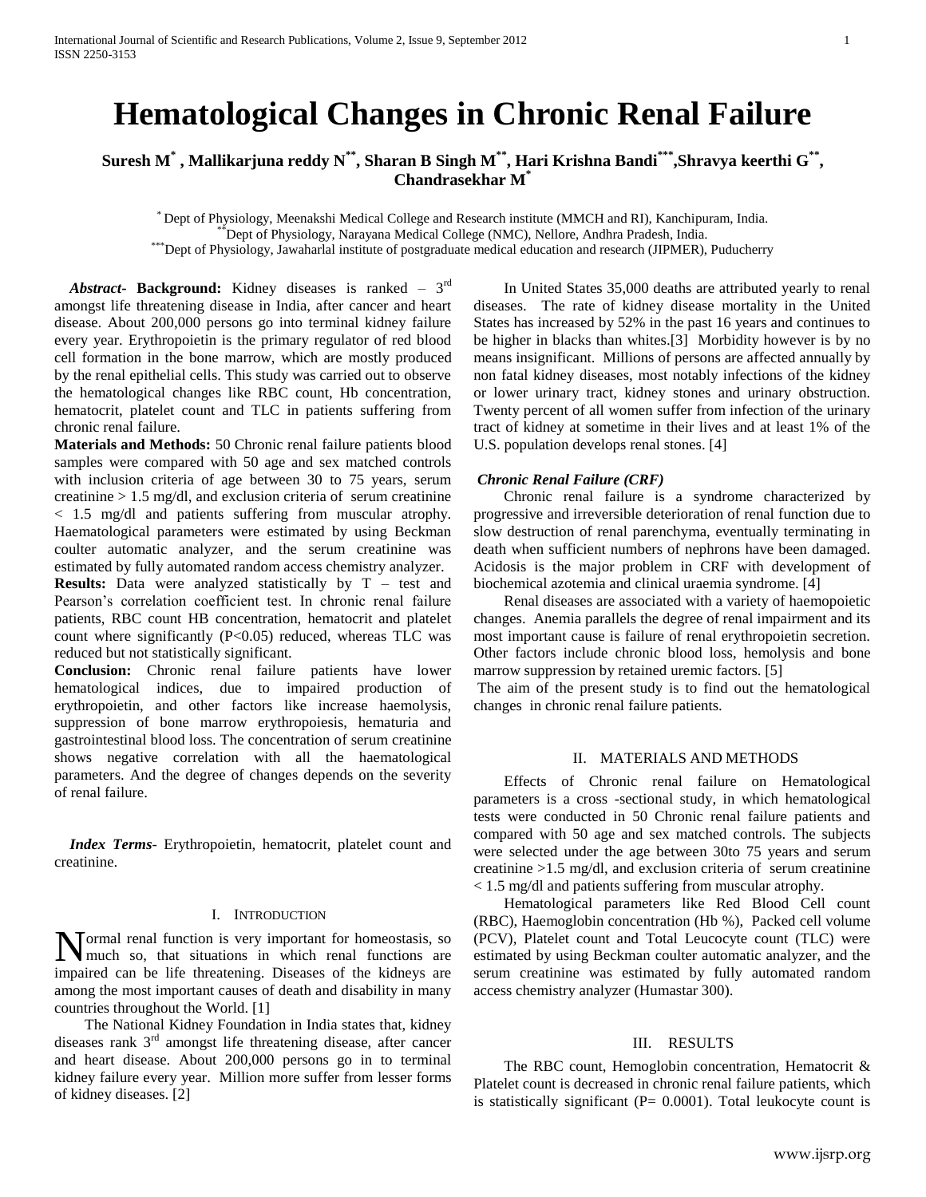# Hematological Changes in Chronic Renal Failure

**Suresh M[*], Mallikarjuna reddy N[**], Sharan B Singh M[**], Hari Krishna Bandi[***], Shravya keerthi G[**], Chandrasekhar M[*]**

[*] Dept of Physiology, Meenakshi Medical College and Research institute (MMCH and RI), Kanchipuram, India.
[**] Dept of Physiology, Narayana Medical College (NMC), Nellore, Andhra Pradesh, India.
[***] Dept of Physiology, Jawaharlal institute of postgraduate medical education and research (JIPMER), Puducherry

***Abstract*- Background:** Kidney diseases is ranked – 3rd amongst life threatening disease in India, after cancer and heart disease. About 200,000 persons go into terminal kidney failure every year. Erythropoietin is the primary regulator of red blood cell formation in the bone marrow, which are mostly produced by the renal epithelial cells. This study was carried out to observe the hematological changes like RBC count, Hb concentration, hematocrit, platelet count and TLC in patients suffering from chronic renal failure.

**Materials and Methods:** 50 Chronic renal failure patients blood samples were compared with 50 age and sex matched controls with inclusion criteria of age between 30 to 75 years, serum creatinine > 1.5 mg/dl, and exclusion criteria of serum creatinine < 1.5 mg/dl and patients suffering from muscular atrophy. Haematological parameters were estimated by using Beckman coulter automatic analyzer, and the serum creatinine was estimated by fully automated random access chemistry analyzer.

**Results:** Data were analyzed statistically by T – test and Pearson's correlation coefficient test. In chronic renal failure patients, RBC count HB concentration, hematocrit and platelet count where significantly (P<0.05) reduced, whereas TLC was reduced but not statistically significant.

**Conclusion:** Chronic renal failure patients have lower hematological indices, due to impaired production of erythropoietin, and other factors like increase haemolysis, suppression of bone marrow erythropoiesis, hematuria and gastrointestinal blood loss. The concentration of serum creatinine shows negative correlation with all the haematological parameters. And the degree of changes depends on the severity of renal failure.

***Index Terms*-** Erythropoietin, hematocrit, platelet count and creatinine.

## I. Introduction

Normal renal function is very important for homeostasis, so much so, that situations in which renal functions are impaired can be life threatening. Diseases of the kidneys are among the most important causes of death and disability in many countries throughout the World. [1]

The National Kidney Foundation in India states that, kidney diseases rank 3rd amongst life threatening disease, after cancer and heart disease. About 200,000 persons go in to terminal kidney failure every year. Million more suffer from lesser forms of kidney diseases. [2]

In United States 35,000 deaths are attributed yearly to renal diseases. The rate of kidney disease mortality in the United States has increased by 52% in the past 16 years and continues to be higher in blacks than whites.[3] Morbidity however is by no means insignificant. Millions of persons are affected annually by non fatal kidney diseases, most notably infections of the kidney or lower urinary tract, kidney stones and urinary obstruction. Twenty percent of all women suffer from infection of the urinary tract of kidney at sometime in their lives and at least 1% of the U.S. population develops renal stones. [4]

### *Chronic Renal Failure (CRF)*

Chronic renal failure is a syndrome characterized by progressive and irreversible deterioration of renal function due to slow destruction of renal parenchyma, eventually terminating in death when sufficient numbers of nephrons have been damaged. Acidosis is the major problem in CRF with development of biochemical azotemia and clinical uraemia syndrome. [4]

Renal diseases are associated with a variety of haemopoietic changes. Anemia parallels the degree of renal impairment and its most important cause is failure of renal erythropoietin secretion. Other factors include chronic blood loss, hemolysis and bone marrow suppression by retained uremic factors. [5]

The aim of the present study is to find out the hematological changes in chronic renal failure patients.

## II. Materials and Methods

Effects of Chronic renal failure on Hematological parameters is a cross -sectional study, in which hematological tests were conducted in 50 Chronic renal failure patients and compared with 50 age and sex matched controls. The subjects were selected under the age between 30to 75 years and serum creatinine >1.5 mg/dl, and exclusion criteria of serum creatinine < 1.5 mg/dl and patients suffering from muscular atrophy.

Hematological parameters like Red Blood Cell count (RBC), Haemoglobin concentration (Hb %), Packed cell volume (PCV), Platelet count and Total Leucocyte count (TLC) were estimated by using Beckman coulter automatic analyzer, and the serum creatinine was estimated by fully automated random access chemistry analyzer (Humastar 300).

## III. Results

The RBC count, Hemoglobin concentration, Hematocrit & Platelet count is decreased in chronic renal failure patients, which is statistically significant (P= 0.0001). Total leukocyte count is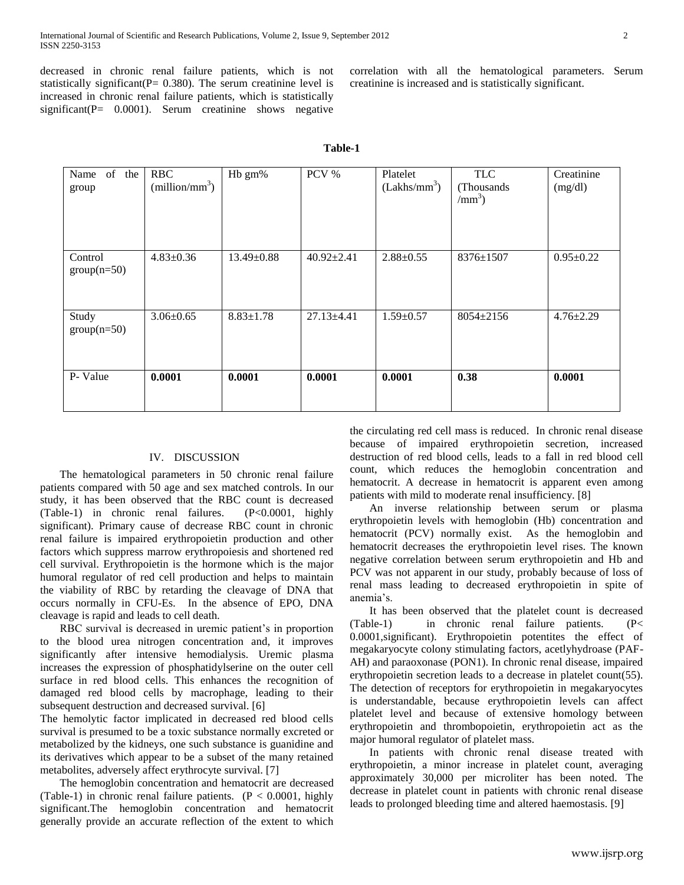decreased in chronic renal failure patients, which is not statistically significant(P= 0.380). The serum creatinine level is increased in chronic renal failure patients, which is statistically significant(P= 0.0001). Serum creatinine shows negative correlation with all the hematological parameters. Serum creatinine is increased and is statistically significant.

**Table-1**

| Name of the group | RBC (million/mm$^3$) | Hb gm% | PCV % | Platelet (Lakhs/mm$^3$) | TLC (Thousands /mm$^3$) | Creatinine (mg/dl) |
|---|---|---|---|---|---|---|
| Control group(n=50) | 4.83±0.36 | 13.49±0.88 | 40.92±2.41 | 2.88±0.55 | 8376±1507 | 0.95±0.22 |
| Study group(n=50) | 3.06±0.65 | 8.83±1.78 | 27.13±4.41 | 1.59±0.57 | 8054±2156 | 4.76±2.29 |
| P- Value | **0.0001** | **0.0001** | **0.0001** | **0.0001** | **0.38** | **0.0001** |

## IV. DISCUSSION

The hematological parameters in 50 chronic renal failure patients compared with 50 age and sex matched controls. In our study, it has been observed that the RBC count is decreased (Table-1) in chronic renal failures. (P<0.0001, highly significant). Primary cause of decrease RBC count in chronic renal failure is impaired erythropoietin production and other factors which suppress marrow erythropoiesis and shortened red cell survival. Erythropoietin is the hormone which is the major humoral regulator of red cell production and helps to maintain the viability of RBC by retarding the cleavage of DNA that occurs normally in CFU-Es. In the absence of EPO, DNA cleavage is rapid and leads to cell death.

RBC survival is decreased in uremic patient's in proportion to the blood urea nitrogen concentration and, it improves significantly after intensive hemodialysis. Uremic plasma increases the expression of phosphatidylserine on the outer cell surface in red blood cells. This enhances the recognition of damaged red blood cells by macrophage, leading to their subsequent destruction and decreased survival. [6]

The hemolytic factor implicated in decreased red blood cells survival is presumed to be a toxic substance normally excreted or metabolized by the kidneys, one such substance is guanidine and its derivatives which appear to be a subset of the many retained metabolites, adversely affect erythrocyte survival. [7]

The hemoglobin concentration and hematocrit are decreased (Table-1) in chronic renal failure patients. (P < 0.0001, highly significant.The hemoglobin concentration and hematocrit generally provide an accurate reflection of the extent to which the circulating red cell mass is reduced. In chronic renal disease because of impaired erythropoietin secretion, increased destruction of red blood cells, leads to a fall in red blood cell count, which reduces the hemoglobin concentration and hematocrit. A decrease in hematocrit is apparent even among patients with mild to moderate renal insufficiency. [8]

An inverse relationship between serum or plasma erythropoietin levels with hemoglobin (Hb) concentration and hematocrit (PCV) normally exist. As the hemoglobin and hematocrit decreases the erythropoietin level rises. The known negative correlation between serum erythropoietin and Hb and PCV was not apparent in our study, probably because of loss of renal mass leading to decreased erythropoietin in spite of anemia's.

It has been observed that the platelet count is decreased (Table-1) in chronic renal failure patients. (P< 0.0001,significant). Erythropoietin potentites the effect of megakaryocyte colony stimulating factors, acetlyhydroase (PAF-AH) and paraoxonase (PON1). In chronic renal disease, impaired erythropoietin secretion leads to a decrease in platelet count(55). The detection of receptors for erythropoietin in megakaryocytes is understandable, because erythropoietin levels can affect platelet level and because of extensive homology between erythropoietin and thrombopoietin, erythropoietin act as the major humoral regulator of platelet mass.

In patients with chronic renal disease treated with erythropoietin, a minor increase in platelet count, averaging approximately 30,000 per microliter has been noted. The decrease in platelet count in patients with chronic renal disease leads to prolonged bleeding time and altered haemostasis. [9]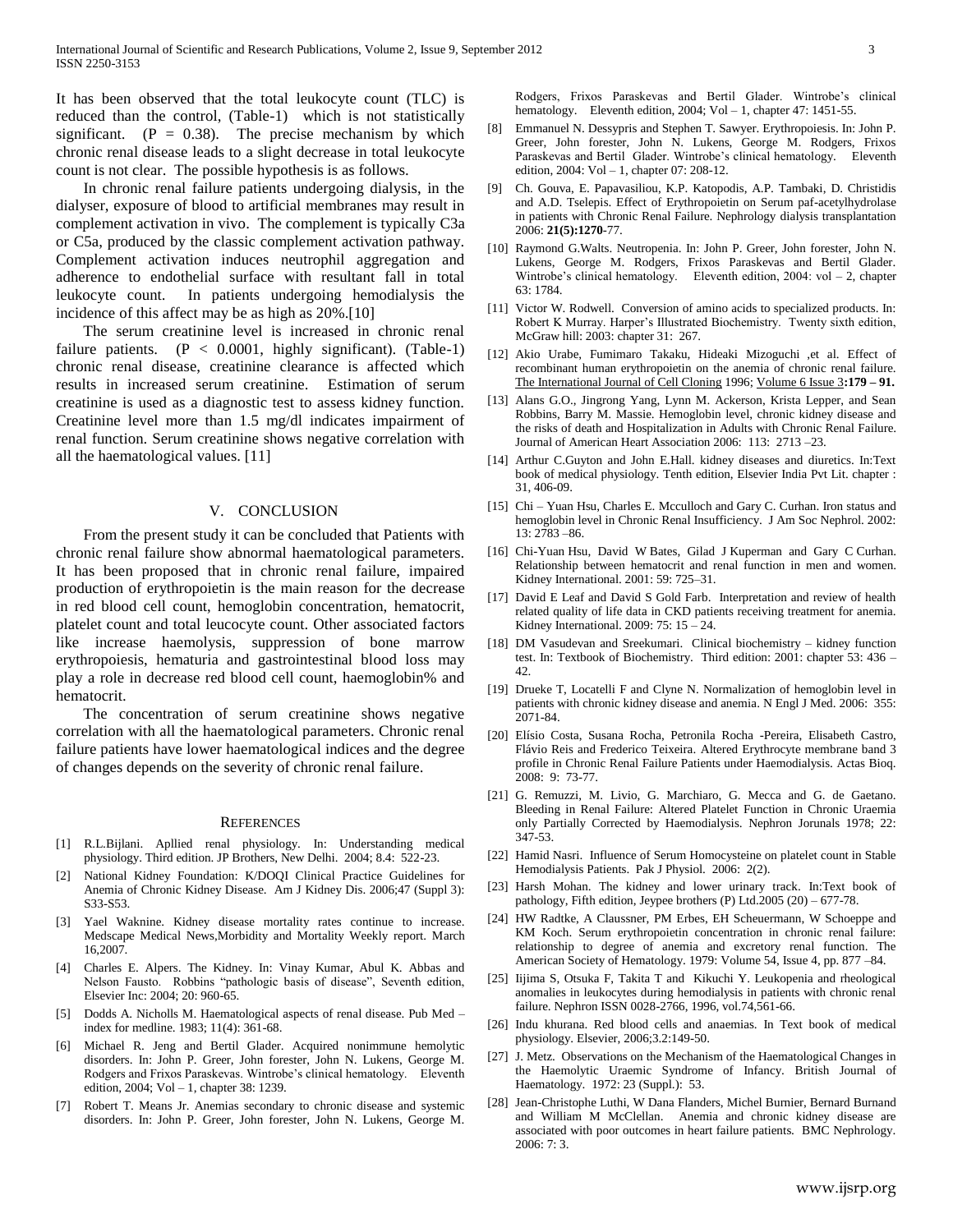It has been observed that the total leukocyte count (TLC) is reduced than the control, (Table-1) which is not statistically significant. (P = 0.38). The precise mechanism by which chronic renal disease leads to a slight decrease in total leukocyte count is not clear. The possible hypothesis is as follows.

In chronic renal failure patients undergoing dialysis, in the dialyser, exposure of blood to artificial membranes may result in complement activation in vivo. The complement is typically C3a or C5a, produced by the classic complement activation pathway. Complement activation induces neutrophil aggregation and adherence to endothelial surface with resultant fall in total leukocyte count. In patients undergoing hemodialysis the incidence of this affect may be as high as 20%.[10]

The serum creatinine level is increased in chronic renal failure patients. (P < 0.0001, highly significant). (Table-1) chronic renal disease, creatinine clearance is affected which results in increased serum creatinine. Estimation of serum creatinine is used as a diagnostic test to assess kidney function. Creatinine level more than 1.5 mg/dl indicates impairment of renal function. Serum creatinine shows negative correlation with all the haematological values. [11]

## V. CONCLUSION

From the present study it can be concluded that Patients with chronic renal failure show abnormal haematological parameters. It has been proposed that in chronic renal failure, impaired production of erythropoietin is the main reason for the decrease in red blood cell count, hemoglobin concentration, hematocrit, platelet count and total leucocyte count. Other associated factors like increase haemolysis, suppression of bone marrow erythropoiesis, hematuria and gastrointestinal blood loss may play a role in decrease red blood cell count, haemoglobin% and hematocrit.

The concentration of serum creatinine shows negative correlation with all the haematological parameters. Chronic renal failure patients have lower haematological indices and the degree of changes depends on the severity of chronic renal failure.

## REFERENCES

[1] R.L.Bijlani. Apllied renal physiology. In: Understanding medical physiology. Third edition. JP Brothers, New Delhi. 2004; 8.4: 522-23.

[2] National Kidney Foundation: K/DOQI Clinical Practice Guidelines for Anemia of Chronic Kidney Disease. Am J Kidney Dis. 2006;47 (Suppl 3): S33-S53.

[3] Yael Waknine. Kidney disease mortality rates continue to increase. Medscape Medical News,Morbidity and Mortality Weekly report. March 16,2007.

[4] Charles E. Alpers. The Kidney. In: Vinay Kumar, Abul K. Abbas and Nelson Fausto. Robbins "pathologic basis of disease", Seventh edition, Elsevier Inc: 2004; 20: 960-65.

[5] Dodds A. Nicholls M. Haematological aspects of renal disease. Pub Med – index for medline. 1983; 11(4): 361-68.

[6] Michael R. Jeng and Bertil Glader. Acquired nonimmune hemolytic disorders. In: John P. Greer, John forester, John N. Lukens, George M. Rodgers and Frixos Paraskevas. Wintrobe's clinical hematology. Eleventh edition, 2004; Vol – 1, chapter 38: 1239.

[7] Robert T. Means Jr. Anemias secondary to chronic disease and systemic disorders. In: John P. Greer, John forester, John N. Lukens, George M. Rodgers, Frixos Paraskevas and Bertil Glader. Wintrobe's clinical hematology. Eleventh edition, 2004; Vol – 1, chapter 47: 1451-55.

[8] Emmanuel N. Dessypris and Stephen T. Sawyer. Erythropoiesis. In: John P. Greer, John forester, John N. Lukens, George M. Rodgers, Frixos Paraskevas and Bertil Glader. Wintrobe's clinical hematology. Eleventh edition, 2004: Vol – 1, chapter 07: 208-12.

[9] Ch. Gouva, E. Papavasiliou, K.P. Katopodis, A.P. Tambaki, D. Christidis and A.D. Tselepis. Effect of Erythropoietin on Serum paf-acetylhydrolase in patients with Chronic Renal Failure. Nephrology dialysis transplantation 2006: **21(5):1270**-77.

[10] Raymond G.Walts. Neutropenia. In: John P. Greer, John forester, John N. Lukens, George M. Rodgers, Frixos Paraskevas and Bertil Glader. Wintrobe's clinical hematology. Eleventh edition, 2004: vol – 2, chapter 63: 1784.

[11] Victor W. Rodwell. Conversion of amino acids to specialized products. In: Robert K Murray. Harper's Illustrated Biochemistry. Twenty sixth edition, McGraw hill: 2003: chapter 31: 267.

[12] Akio Urabe, Fumimaro Takaku, Hideaki Mizoguchi ,et al. Effect of recombinant human erythropoietin on the anemia of chronic renal failure. The International Journal of Cell Cloning 1996; Volume 6 Issue 3**:179 – 91.**

[13] Alans G.O., Jingrong Yang, Lynn M. Ackerson, Krista Lepper, and Sean Robbins, Barry M. Massie. Hemoglobin level, chronic kidney disease and the risks of death and Hospitalization in Adults with Chronic Renal Failure. Journal of American Heart Association 2006: 113: 2713 –23.

[14] Arthur C.Guyton and John E.Hall. kidney diseases and diuretics. In:Text book of medical physiology. Tenth edition, Elsevier India Pvt Lit. chapter : 31, 406-09.

[15] Chi – Yuan Hsu, Charles E. Mcculloch and Gary C. Curhan. Iron status and hemoglobin level in Chronic Renal Insufficiency. J Am Soc Nephrol. 2002: 13: 2783 –86.

[16] Chi-Yuan Hsu, David W Bates, Gilad J Kuperman and Gary C Curhan. Relationship between hematocrit and renal function in men and women. Kidney International. 2001: 59: 725–31.

[17] David E Leaf and David S Gold Farb. Interpretation and review of health related quality of life data in CKD patients receiving treatment for anemia. Kidney International. 2009: 75: 15 – 24.

[18] DM Vasudevan and Sreekumari. Clinical biochemistry – kidney function test. In: Textbook of Biochemistry. Third edition: 2001: chapter 53: 436 – 42.

[19] Drueke T, Locatelli F and Clyne N. Normalization of hemoglobin level in patients with chronic kidney disease and anemia. N Engl J Med. 2006: 355: 2071-84.

[20] Elísio Costa, Susana Rocha, Petronila Rocha -Pereira, Elisabeth Castro, Flávio Reis and Frederico Teixeira. Altered Erythrocyte membrane band 3 profile in Chronic Renal Failure Patients under Haemodialysis. Actas Bioq. 2008: 9: 73-77.

[21] G. Remuzzi, M. Livio, G. Marchiaro, G. Mecca and G. de Gaetano. Bleeding in Renal Failure: Altered Platelet Function in Chronic Uraemia only Partially Corrected by Haemodialysis. Nephron Jorunals 1978; 22: 347-53.

[22] Hamid Nasri. Influence of Serum Homocysteine on platelet count in Stable Hemodialysis Patients. Pak J Physiol. 2006: 2(2).

[23] Harsh Mohan. The kidney and lower urinary track. In:Text book of pathology, Fifth edition, Jeypee brothers (P) Ltd.2005 (20) – 677-78.

[24] HW Radtke, A Claussner, PM Erbes, EH Scheuermann, W Schoeppe and KM Koch. Serum erythropoietin concentration in chronic renal failure: relationship to degree of anemia and excretory renal function. The American Society of Hematology. 1979: Volume 54, Issue 4, pp. 877 –84.

[25] Iijima S, Otsuka F, Takita T and Kikuchi Y. Leukopenia and rheological anomalies in leukocytes during hemodialysis in patients with chronic renal failure. Nephron ISSN 0028-2766, 1996, vol.74,561-66.

[26] Indu khurana. Red blood cells and anaemias. In Text book of medical physiology. Elsevier, 2006;3.2:149-50.

[27] J. Metz. Observations on the Mechanism of the Haematological Changes in the Haemolytic Uraemic Syndrome of Infancy. British Journal of Haematology. 1972: 23 (Suppl.): 53.

[28] Jean-Christophe Luthi, W Dana Flanders, Michel Burnier, Bernard Burnand and William M McClellan. Anemia and chronic kidney disease are associated with poor outcomes in heart failure patients. BMC Nephrology. 2006: 7: 3.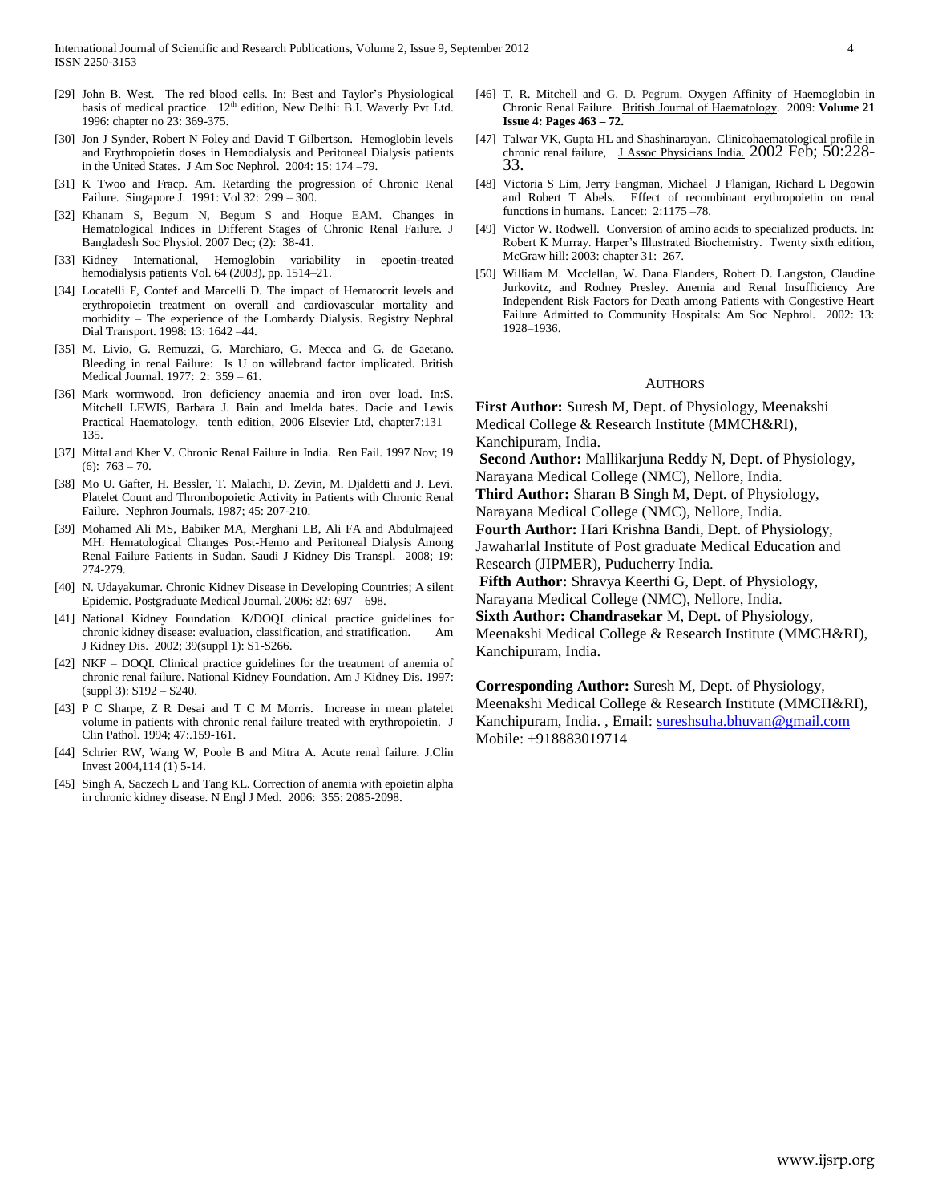[29] John B. West. The red blood cells. In: Best and Taylor's Physiological basis of medical practice. 12th edition, New Delhi: B.I. Waverly Pvt Ltd. 1996: chapter no 23: 369-375.

[30] Jon J Synder, Robert N Foley and David T Gilbertson. Hemoglobin levels and Erythropoietin doses in Hemodialysis and Peritoneal Dialysis patients in the United States. J Am Soc Nephrol. 2004: 15: 174 –79.

[31] K Twoo and Fracp. Am. Retarding the progression of Chronic Renal Failure. Singapore J. 1991: Vol 32: 299 – 300.

[32] Khanam S, Begum N, Begum S and Hoque EAM. Changes in Hematological Indices in Different Stages of Chronic Renal Failure. J Bangladesh Soc Physiol. 2007 Dec; (2): 38-41.

[33] Kidney International, Hemoglobin variability in epoetin-treated hemodialysis patients Vol. 64 (2003), pp. 1514–21.

[34] Locatelli F, Contef and Marcelli D. The impact of Hematocrit levels and erythropoietin treatment on overall and cardiovascular mortality and morbidity – The experience of the Lombardy Dialysis. Registry Nephral Dial Transport. 1998: 13: 1642 –44.

[35] M. Livio, G. Remuzzi, G. Marchiaro, G. Mecca and G. de Gaetano. Bleeding in renal Failure: Is U on willebrand factor implicated. British Medical Journal. 1977: 2: 359 – 61.

[36] Mark wormwood. Iron deficiency anaemia and iron over load. In:S. Mitchell LEWIS, Barbara J. Bain and Imelda bates. Dacie and Lewis Practical Haematology. tenth edition, 2006 Elsevier Ltd, chapter7:131 – 135.

[37] Mittal and Kher V. Chronic Renal Failure in India. Ren Fail. 1997 Nov; 19 (6): 763 – 70.

[38] Mo U. Gafter, H. Bessler, T. Malachi, D. Zevin, M. Djaldetti and J. Levi. Platelet Count and Thrombopoietic Activity in Patients with Chronic Renal Failure. Nephron Journals. 1987; 45: 207-210.

[39] Mohamed Ali MS, Babiker MA, Merghani LB, Ali FA and Abdulmajeed MH. Hematological Changes Post-Hemo and Peritoneal Dialysis Among Renal Failure Patients in Sudan. Saudi J Kidney Dis Transpl. 2008; 19: 274-279.

[40] N. Udayakumar. Chronic Kidney Disease in Developing Countries; A silent Epidemic. Postgraduate Medical Journal. 2006: 82: 697 – 698.

[41] National Kidney Foundation. K/DOQI clinical practice guidelines for chronic kidney disease: evaluation, classification, and stratification. Am J Kidney Dis. 2002; 39(suppl 1): S1-S266.

[42] NKF – DOQI. Clinical practice guidelines for the treatment of anemia of chronic renal failure. National Kidney Foundation. Am J Kidney Dis. 1997: (suppl 3): S192 – S240.

[43] P C Sharpe, Z R Desai and T C M Morris. Increase in mean platelet volume in patients with chronic renal failure treated with erythropoietin. J Clin Pathol. 1994; 47:.159-161.

[44] Schrier RW, Wang W, Poole B and Mitra A. Acute renal failure. J.Clin Invest 2004,114 (1) 5-14.

[45] Singh A, Saczech L and Tang KL. Correction of anemia with epoietin alpha in chronic kidney disease. N Engl J Med. 2006: 355: 2085-2098.

[46] T. R. Mitchell and G. D. Pegrum. Oxygen Affinity of Haemoglobin in Chronic Renal Failure. British Journal of Haematology. 2009: **Volume 21 Issue 4: Pages 463 – 72.**

[47] Talwar VK, Gupta HL and Shashinarayan. Clinicohaematological profile in chronic renal failure, J Assoc Physicians India. 2002 Feb; 50:228-33.

[48] Victoria S Lim, Jerry Fangman, Michael J Flanigan, Richard L Degowin and Robert T Abels. Effect of recombinant erythropoietin on renal functions in humans. Lancet: 2:1175 –78.

[49] Victor W. Rodwell. Conversion of amino acids to specialized products. In: Robert K Murray. Harper's Illustrated Biochemistry. Twenty sixth edition, McGraw hill: 2003: chapter 31: 267.

[50] William M. Mcclellan, W. Dana Flanders, Robert D. Langston, Claudine Jurkovitz, and Rodney Presley. Anemia and Renal Insufficiency Are Independent Risk Factors for Death among Patients with Congestive Heart Failure Admitted to Community Hospitals: Am Soc Nephrol. 2002: 13: 1928–1936.

## AUTHORS

**First Author:** Suresh M, Dept. of Physiology, Meenakshi Medical College & Research Institute (MMCH&RI), Kanchipuram, India.

**Second Author:** Mallikarjuna Reddy N, Dept. of Physiology, Narayana Medical College (NMC), Nellore, India.

**Third Author:** Sharan B Singh M, Dept. of Physiology, Narayana Medical College (NMC), Nellore, India.

**Fourth Author:** Hari Krishna Bandi, Dept. of Physiology, Jawaharlal Institute of Post graduate Medical Education and Research (JIPMER), Puducherry India.

**Fifth Author:** Shravya Keerthi G, Dept. of Physiology, Narayana Medical College (NMC), Nellore, India.

**Sixth Author: Chandrasekar** M, Dept. of Physiology, Meenakshi Medical College & Research Institute (MMCH&RI), Kanchipuram, India.

**Corresponding Author:** Suresh M, Dept. of Physiology, Meenakshi Medical College & Research Institute (MMCH&RI), Kanchipuram, India. , Email: sureshsuha.bhuvan@gmail.com Mobile: +918883019714